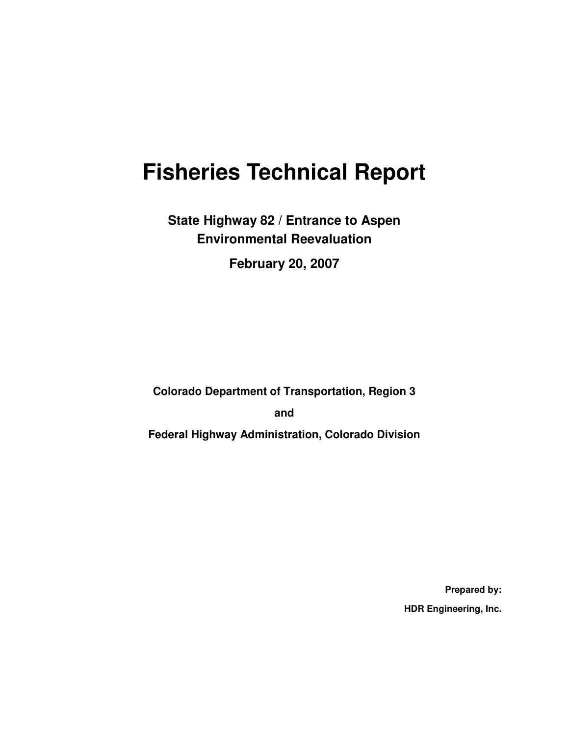# Fisheries Technical Report

**State Highway 82 / Entrance to Aspen**
**Environmental Reevaluation**

**February 20, 2007**

**Colorado Department of Transportation, Region 3**

**and**

**Federal Highway Administration, Colorado Division**

**Prepared by:**

**HDR Engineering, Inc.**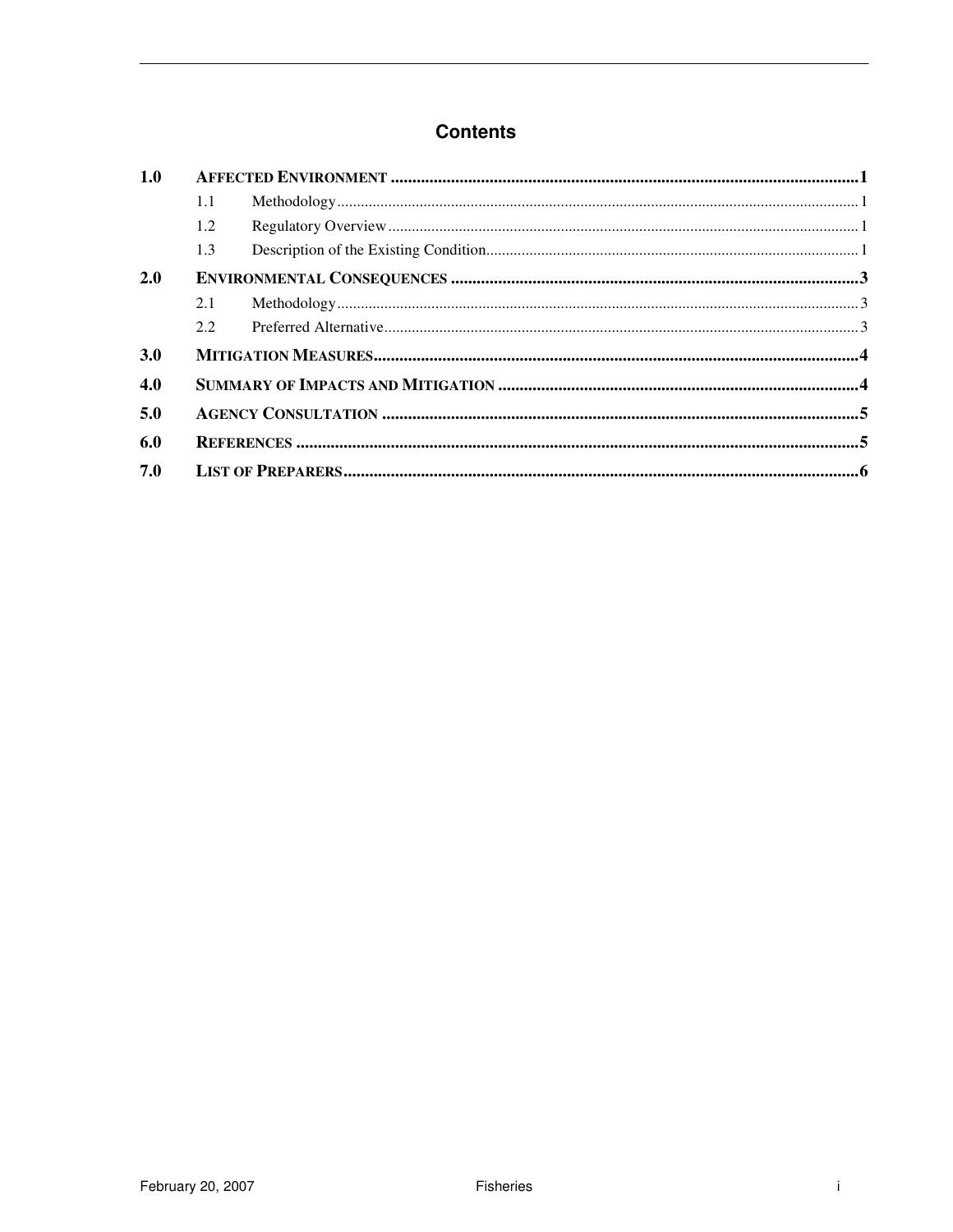# Contents

| | | |
|---|---|---|
| **1.0** | **AFFECTED ENVIRONMENT** | **1** |
| 1.1 | Methodology | 1 |
| 1.2 | Regulatory Overview | 1 |
| 1.3 | Description of the Existing Condition | 1 |
| **2.0** | **ENVIRONMENTAL CONSEQUENCES** | **3** |
| 2.1 | Methodology | 3 |
| 2.2 | Preferred Alternative | 3 |
| **3.0** | **MITIGATION MEASURES** | **4** |
| **4.0** | **SUMMARY OF IMPACTS AND MITIGATION** | **4** |
| **5.0** | **AGENCY CONSULTATION** | **5** |
| **6.0** | **REFERENCES** | **5** |
| **7.0** | **LIST OF PREPARERS** | **6** |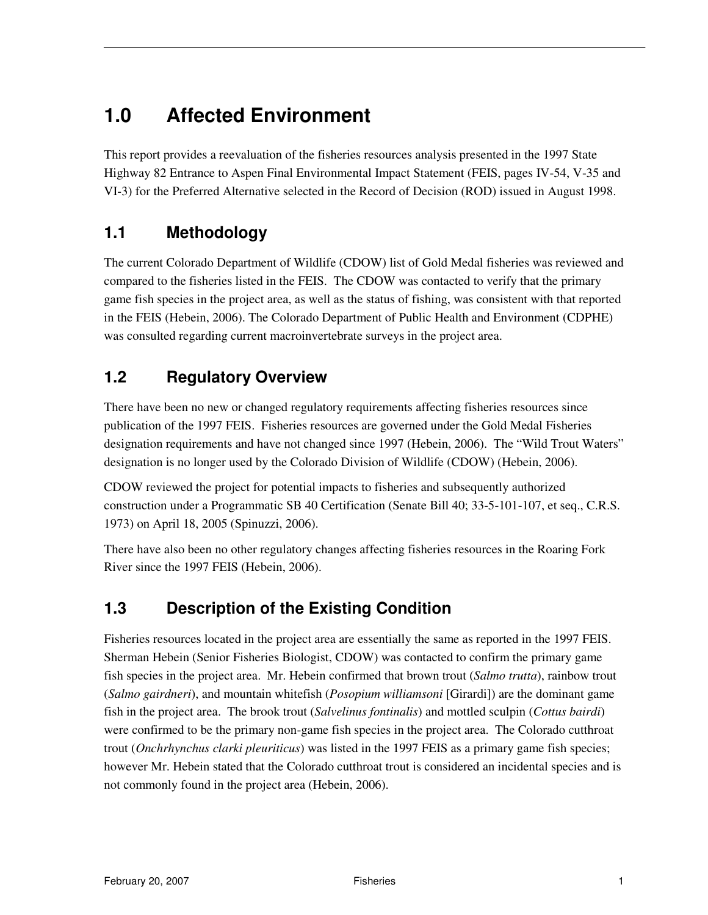# 1.0 Affected Environment

This report provides a reevaluation of the fisheries resources analysis presented in the 1997 State Highway 82 Entrance to Aspen Final Environmental Impact Statement (FEIS, pages IV-54, V-35 and VI-3) for the Preferred Alternative selected in the Record of Decision (ROD) issued in August 1998.

## 1.1 Methodology

The current Colorado Department of Wildlife (CDOW) list of Gold Medal fisheries was reviewed and compared to the fisheries listed in the FEIS. The CDOW was contacted to verify that the primary game fish species in the project area, as well as the status of fishing, was consistent with that reported in the FEIS (Hebein, 2006). The Colorado Department of Public Health and Environment (CDPHE) was consulted regarding current macroinvertebrate surveys in the project area.

## 1.2 Regulatory Overview

There have been no new or changed regulatory requirements affecting fisheries resources since publication of the 1997 FEIS. Fisheries resources are governed under the Gold Medal Fisheries designation requirements and have not changed since 1997 (Hebein, 2006). The "Wild Trout Waters" designation is no longer used by the Colorado Division of Wildlife (CDOW) (Hebein, 2006).

CDOW reviewed the project for potential impacts to fisheries and subsequently authorized construction under a Programmatic SB 40 Certification (Senate Bill 40; 33-5-101-107, et seq., C.R.S. 1973) on April 18, 2005 (Spinuzzi, 2006).

There have also been no other regulatory changes affecting fisheries resources in the Roaring Fork River since the 1997 FEIS (Hebein, 2006).

## 1.3 Description of the Existing Condition

Fisheries resources located in the project area are essentially the same as reported in the 1997 FEIS. Sherman Hebein (Senior Fisheries Biologist, CDOW) was contacted to confirm the primary game fish species in the project area. Mr. Hebein confirmed that brown trout (*Salmo trutta*), rainbow trout (*Salmo gairdneri*), and mountain whitefish (*Posopium williamsoni* [Girardi]) are the dominant game fish in the project area. The brook trout (*Salvelinus fontinalis*) and mottled sculpin (*Cottus bairdi*) were confirmed to be the primary non-game fish species in the project area. The Colorado cutthroat trout (*Onchrhynchus clarki pleuriticus*) was listed in the 1997 FEIS as a primary game fish species; however Mr. Hebein stated that the Colorado cutthroat trout is considered an incidental species and is not commonly found in the project area (Hebein, 2006).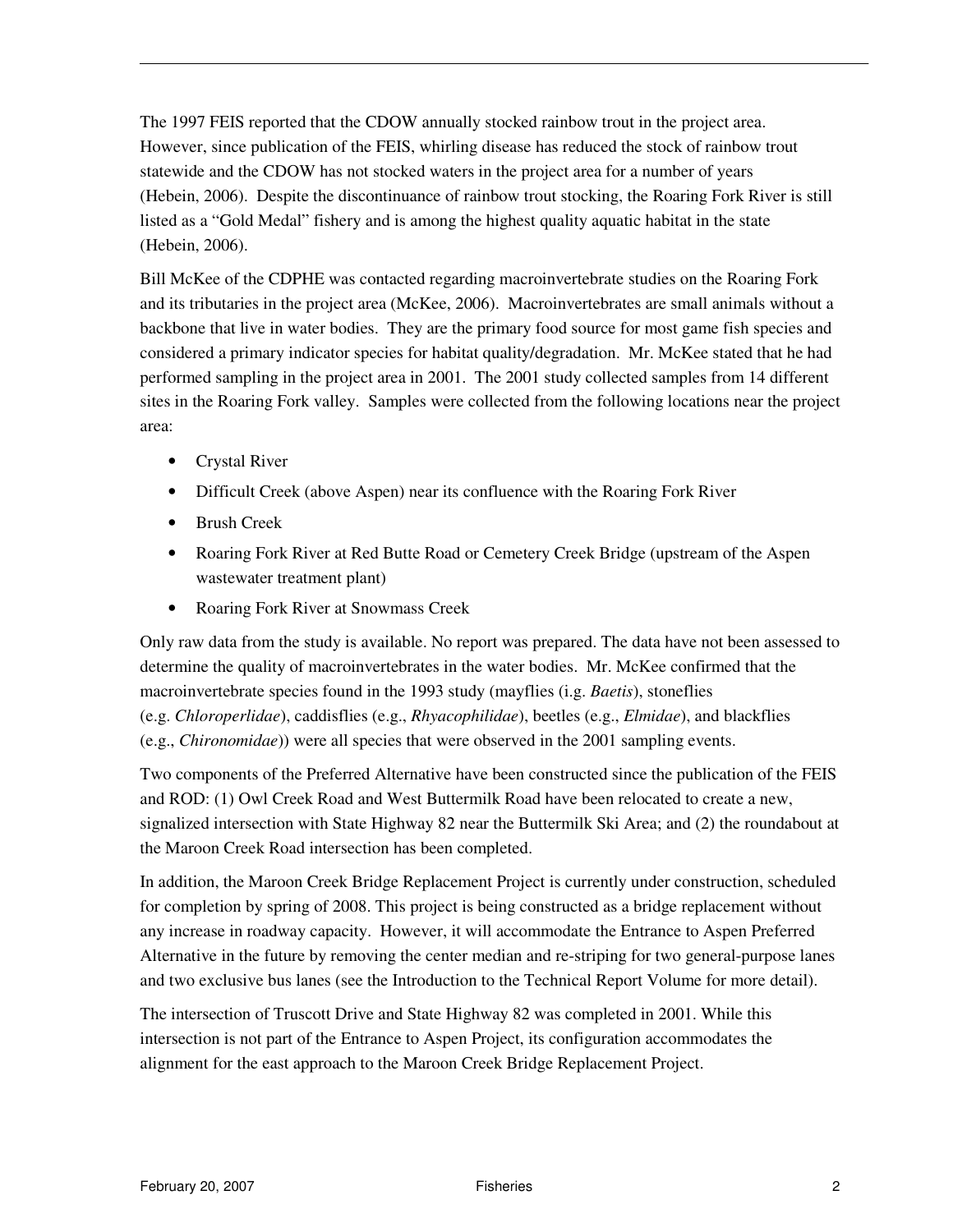The 1997 FEIS reported that the CDOW annually stocked rainbow trout in the project area. However, since publication of the FEIS, whirling disease has reduced the stock of rainbow trout statewide and the CDOW has not stocked waters in the project area for a number of years (Hebein, 2006). Despite the discontinuance of rainbow trout stocking, the Roaring Fork River is still listed as a "Gold Medal" fishery and is among the highest quality aquatic habitat in the state (Hebein, 2006).

Bill McKee of the CDPHE was contacted regarding macroinvertebrate studies on the Roaring Fork and its tributaries in the project area (McKee, 2006). Macroinvertebrates are small animals without a backbone that live in water bodies. They are the primary food source for most game fish species and considered a primary indicator species for habitat quality/degradation. Mr. McKee stated that he had performed sampling in the project area in 2001. The 2001 study collected samples from 14 different sites in the Roaring Fork valley. Samples were collected from the following locations near the project area:

- Crystal River
- Difficult Creek (above Aspen) near its confluence with the Roaring Fork River
- Brush Creek
- Roaring Fork River at Red Butte Road or Cemetery Creek Bridge (upstream of the Aspen wastewater treatment plant)
- Roaring Fork River at Snowmass Creek

Only raw data from the study is available. No report was prepared. The data have not been assessed to determine the quality of macroinvertebrates in the water bodies. Mr. McKee confirmed that the macroinvertebrate species found in the 1993 study (mayflies (i.g. *Baetis*), stoneflies (e.g. *Chloroperlidae*), caddisflies (e.g., *Rhyacophilidae*), beetles (e.g., *Elmidae*), and blackflies (e.g., *Chironomidae*)) were all species that were observed in the 2001 sampling events.

Two components of the Preferred Alternative have been constructed since the publication of the FEIS and ROD: (1) Owl Creek Road and West Buttermilk Road have been relocated to create a new, signalized intersection with State Highway 82 near the Buttermilk Ski Area; and (2) the roundabout at the Maroon Creek Road intersection has been completed.

In addition, the Maroon Creek Bridge Replacement Project is currently under construction, scheduled for completion by spring of 2008. This project is being constructed as a bridge replacement without any increase in roadway capacity. However, it will accommodate the Entrance to Aspen Preferred Alternative in the future by removing the center median and re-striping for two general-purpose lanes and two exclusive bus lanes (see the Introduction to the Technical Report Volume for more detail).

The intersection of Truscott Drive and State Highway 82 was completed in 2001. While this intersection is not part of the Entrance to Aspen Project, its configuration accommodates the alignment for the east approach to the Maroon Creek Bridge Replacement Project.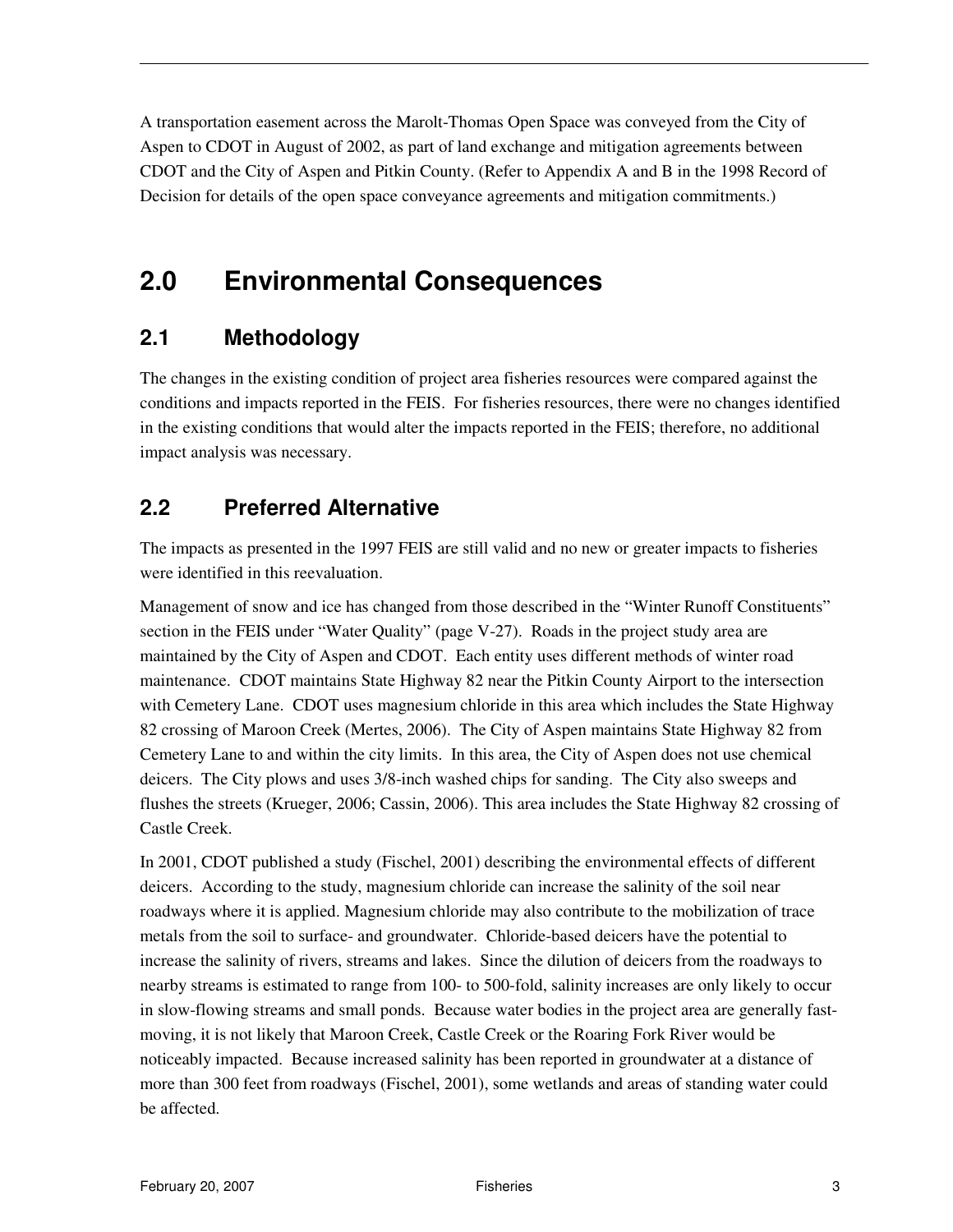A transportation easement across the Marolt-Thomas Open Space was conveyed from the City of Aspen to CDOT in August of 2002, as part of land exchange and mitigation agreements between CDOT and the City of Aspen and Pitkin County. (Refer to Appendix A and B in the 1998 Record of Decision for details of the open space conveyance agreements and mitigation commitments.)

# 2.0 Environmental Consequences

## 2.1 Methodology

The changes in the existing condition of project area fisheries resources were compared against the conditions and impacts reported in the FEIS. For fisheries resources, there were no changes identified in the existing conditions that would alter the impacts reported in the FEIS; therefore, no additional impact analysis was necessary.

## 2.2 Preferred Alternative

The impacts as presented in the 1997 FEIS are still valid and no new or greater impacts to fisheries were identified in this reevaluation.

Management of snow and ice has changed from those described in the "Winter Runoff Constituents" section in the FEIS under "Water Quality" (page V-27). Roads in the project study area are maintained by the City of Aspen and CDOT. Each entity uses different methods of winter road maintenance. CDOT maintains State Highway 82 near the Pitkin County Airport to the intersection with Cemetery Lane. CDOT uses magnesium chloride in this area which includes the State Highway 82 crossing of Maroon Creek (Mertes, 2006). The City of Aspen maintains State Highway 82 from Cemetery Lane to and within the city limits. In this area, the City of Aspen does not use chemical deicers. The City plows and uses 3/8-inch washed chips for sanding. The City also sweeps and flushes the streets (Krueger, 2006; Cassin, 2006). This area includes the State Highway 82 crossing of Castle Creek.

In 2001, CDOT published a study (Fischel, 2001) describing the environmental effects of different deicers. According to the study, magnesium chloride can increase the salinity of the soil near roadways where it is applied. Magnesium chloride may also contribute to the mobilization of trace metals from the soil to surface- and groundwater. Chloride-based deicers have the potential to increase the salinity of rivers, streams and lakes. Since the dilution of deicers from the roadways to nearby streams is estimated to range from 100- to 500-fold, salinity increases are only likely to occur in slow-flowing streams and small ponds. Because water bodies in the project area are generally fast-moving, it is not likely that Maroon Creek, Castle Creek or the Roaring Fork River would be noticeably impacted. Because increased salinity has been reported in groundwater at a distance of more than 300 feet from roadways (Fischel, 2001), some wetlands and areas of standing water could be affected.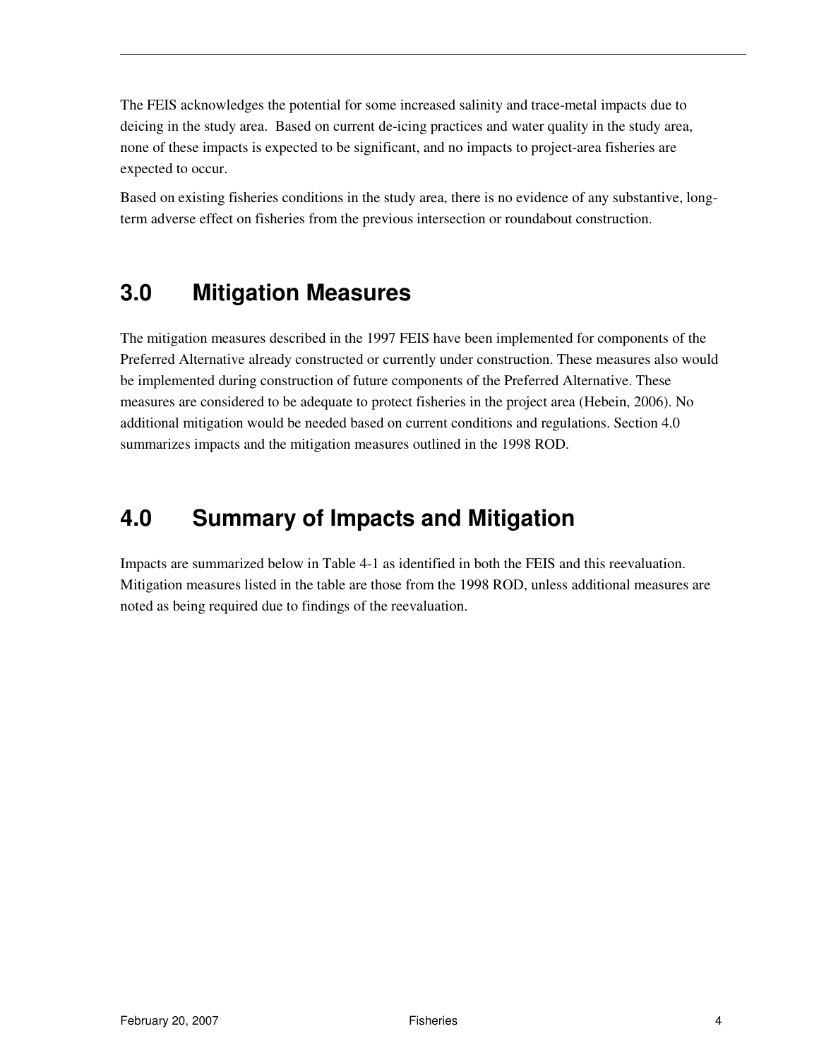The FEIS acknowledges the potential for some increased salinity and trace-metal impacts due to deicing in the study area. Based on current de-icing practices and water quality in the study area, none of these impacts is expected to be significant, and no impacts to project-area fisheries are expected to occur.

Based on existing fisheries conditions in the study area, there is no evidence of any substantive, long-term adverse effect on fisheries from the previous intersection or roundabout construction.

## 3.0 Mitigation Measures

The mitigation measures described in the 1997 FEIS have been implemented for components of the Preferred Alternative already constructed or currently under construction. These measures also would be implemented during construction of future components of the Preferred Alternative. These measures are considered to be adequate to protect fisheries in the project area (Hebein, 2006). No additional mitigation would be needed based on current conditions and regulations. Section 4.0 summarizes impacts and the mitigation measures outlined in the 1998 ROD.

## 4.0 Summary of Impacts and Mitigation

Impacts are summarized below in Table 4-1 as identified in both the FEIS and this reevaluation. Mitigation measures listed in the table are those from the 1998 ROD, unless additional measures are noted as being required due to findings of the reevaluation.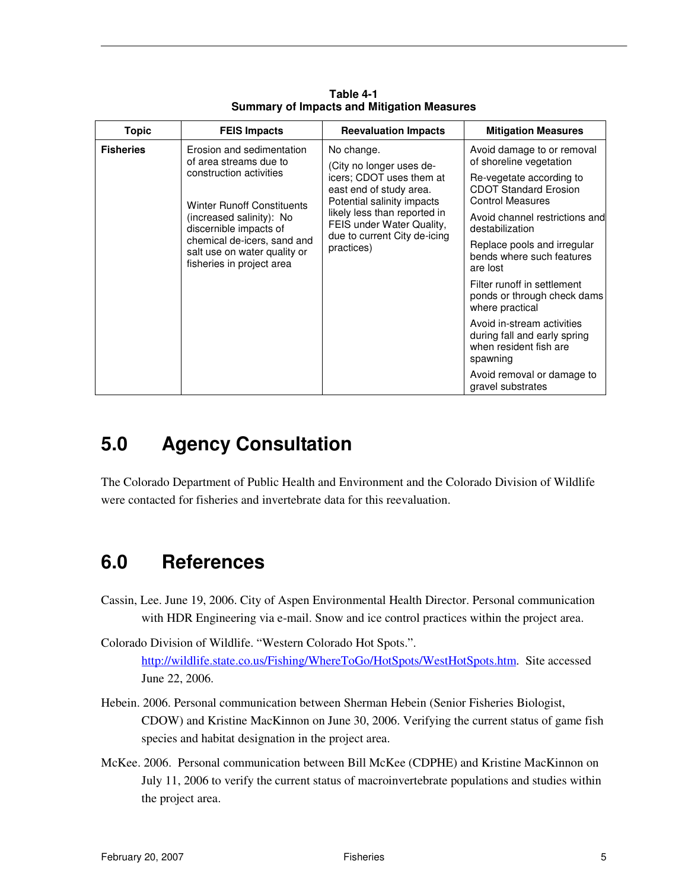**Table 4-1**
**Summary of Impacts and Mitigation Measures**

| Topic | FEIS Impacts | Reevaluation Impacts | Mitigation Measures |
|---|---|---|---|
| **Fisheries** | Erosion and sedimentation of area streams due to construction activities<br><br>Winter Runoff Constituents (increased salinity): No discernible impacts of chemical de-icers, sand and salt use on water quality or fisheries in project area | No change.<br><br>(City no longer uses de-icers; CDOT uses them at east end of study area. Potential salinity impacts likely less than reported in FEIS under Water Quality, due to current City de-icing practices) | Avoid damage to or removal of shoreline vegetation<br><br>Re-vegetate according to CDOT Standard Erosion Control Measures<br><br>Avoid channel restrictions and destabilization<br><br>Replace pools and irregular bends where such features are lost<br><br>Filter runoff in settlement ponds or through check dams where practical<br><br>Avoid in-stream activities during fall and early spring when resident fish are spawning<br><br>Avoid removal or damage to gravel substrates |

# 5.0 Agency Consultation

The Colorado Department of Public Health and Environment and the Colorado Division of Wildlife were contacted for fisheries and invertebrate data for this reevaluation.

# 6.0 References

Cassin, Lee. June 19, 2006. City of Aspen Environmental Health Director. Personal communication with HDR Engineering via e-mail. Snow and ice control practices within the project area.

Colorado Division of Wildlife. "Western Colorado Hot Spots.". http://wildlife.state.co.us/Fishing/WhereToGo/HotSpots/WestHotSpots.htm. Site accessed June 22, 2006.

Hebein. 2006. Personal communication between Sherman Hebein (Senior Fisheries Biologist, CDOW) and Kristine MacKinnon on June 30, 2006. Verifying the current status of game fish species and habitat designation in the project area.

McKee. 2006. Personal communication between Bill McKee (CDPHE) and Kristine MacKinnon on July 11, 2006 to verify the current status of macroinvertebrate populations and studies within the project area.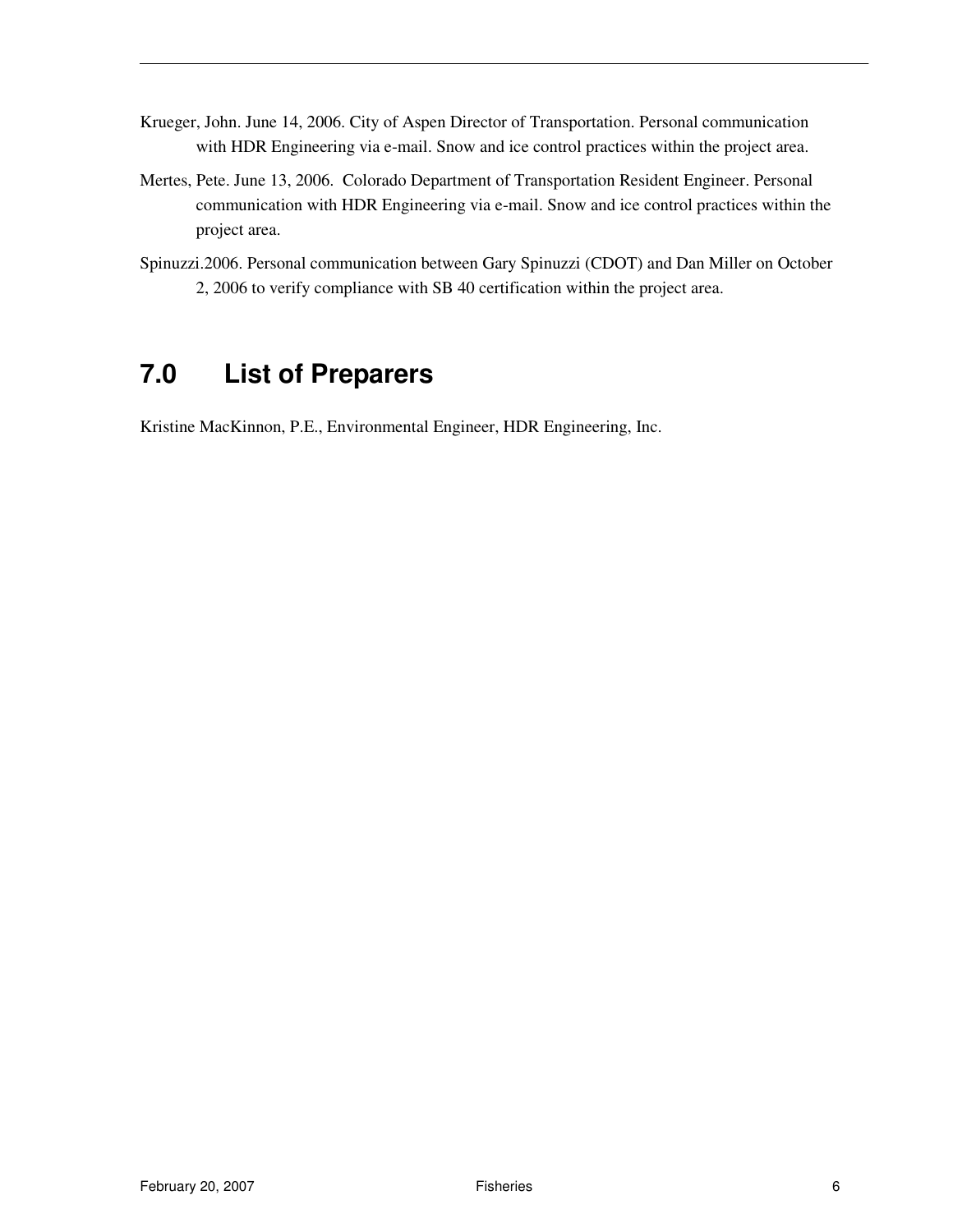Krueger, John. June 14, 2006. City of Aspen Director of Transportation. Personal communication with HDR Engineering via e-mail. Snow and ice control practices within the project area.

Mertes, Pete. June 13, 2006. Colorado Department of Transportation Resident Engineer. Personal communication with HDR Engineering via e-mail. Snow and ice control practices within the project area.

Spinuzzi.2006. Personal communication between Gary Spinuzzi (CDOT) and Dan Miller on October 2, 2006 to verify compliance with SB 40 certification within the project area.

# 7.0 List of Preparers

Kristine MacKinnon, P.E., Environmental Engineer, HDR Engineering, Inc.